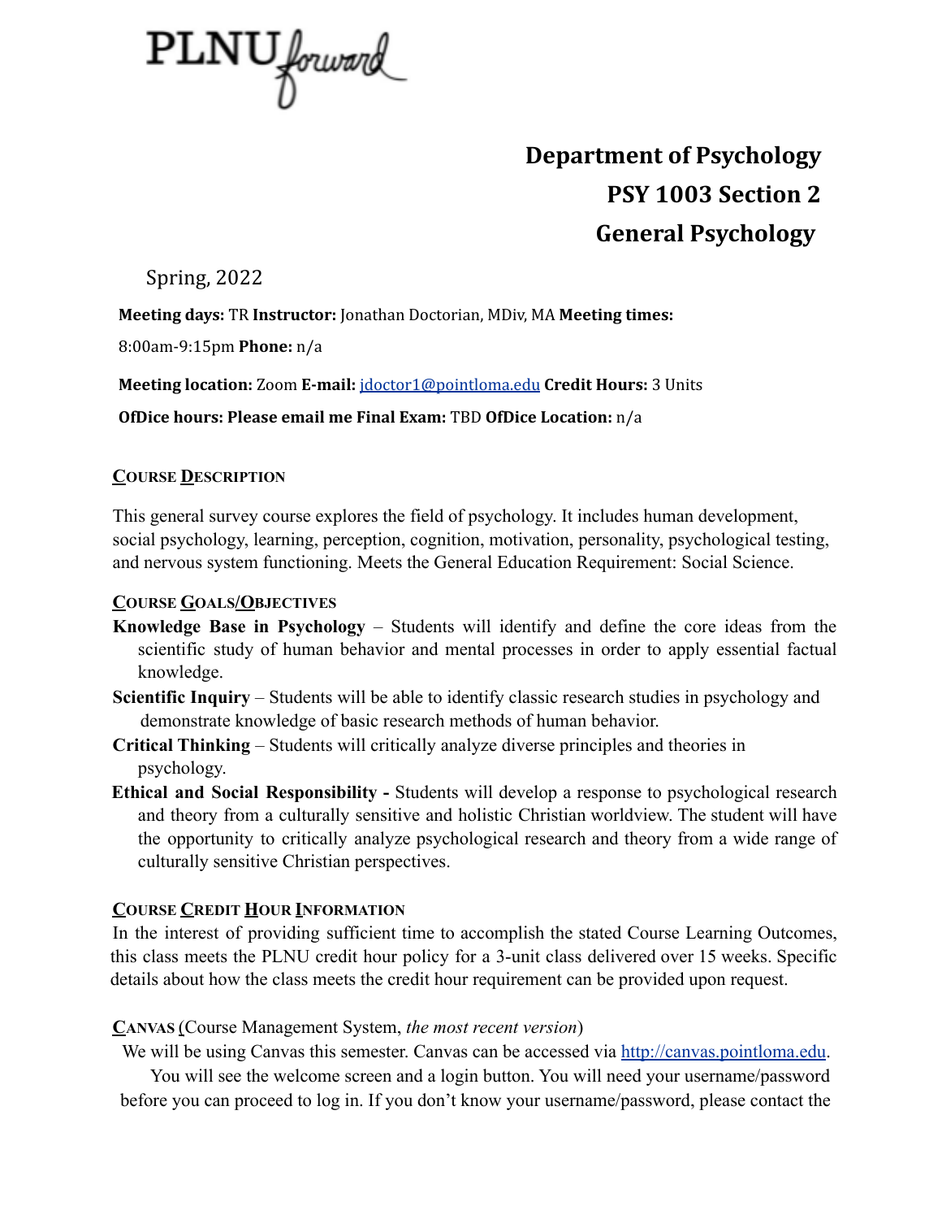PLNU forward

# Department of Psychology
## PSY 1003 Section 2
## General Psychology

Spring, 2022

**Meeting days:** TR **Instructor:** Jonathan Doctorian, MDiv, MA **Meeting times:** 8:00am-9:15pm **Phone:** n/a

**Meeting location:** Zoom **E-mail:** jdoctor1@pointloma.edu **Credit Hours:** 3 Units

**OfDice hours: Please email me Final Exam:** TBD **OfDice Location:** n/a

### COURSE DESCRIPTION

This general survey course explores the field of psychology. It includes human development, social psychology, learning, perception, cognition, motivation, personality, psychological testing, and nervous system functioning. Meets the General Education Requirement: Social Science.

### COURSE GOALS/OBJECTIVES

**Knowledge Base in Psychology** – Students will identify and define the core ideas from the scientific study of human behavior and mental processes in order to apply essential factual knowledge.

**Scientific Inquiry** – Students will be able to identify classic research studies in psychology and demonstrate knowledge of basic research methods of human behavior.

**Critical Thinking** – Students will critically analyze diverse principles and theories in psychology.

**Ethical and Social Responsibility -** Students will develop a response to psychological research and theory from a culturally sensitive and holistic Christian worldview. The student will have the opportunity to critically analyze psychological research and theory from a wide range of culturally sensitive Christian perspectives.

### COURSE CREDIT HOUR INFORMATION

In the interest of providing sufficient time to accomplish the stated Course Learning Outcomes, this class meets the PLNU credit hour policy for a 3-unit class delivered over 15 weeks. Specific details about how the class meets the credit hour requirement can be provided upon request.

### CANVAS (Course Management System, *the most recent version*)

We will be using Canvas this semester. Canvas can be accessed via http://canvas.pointloma.edu. You will see the welcome screen and a login button. You will need your username/password before you can proceed to log in. If you don't know your username/password, please contact the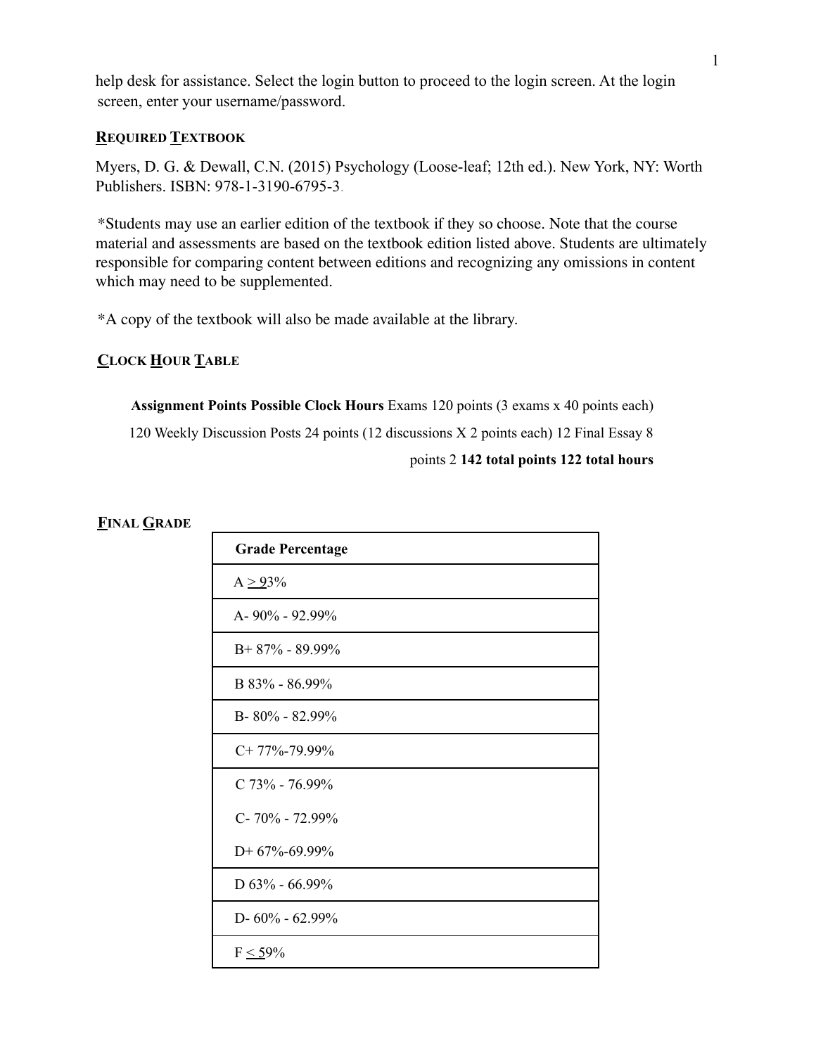help desk for assistance. Select the login button to proceed to the login screen. At the login screen, enter your username/password.

## REQUIRED TEXTBOOK

Myers, D. G. & Dewall, C.N. (2015) Psychology (Loose-leaf; 12th ed.). New York, NY: Worth Publishers. ISBN: 978-1-3190-6795-3.

*Students may use an earlier edition of the textbook if they so choose. Note that the course material and assessments are based on the textbook edition listed above. Students are ultimately responsible for comparing content between editions and recognizing any omissions in content which may need to be supplemented.

*A copy of the textbook will also be made available at the library.

## CLOCK HOUR TABLE

| Assignment | Points Possible | Clock Hours |
|---|---|---|
| Exams | 120 points (3 exams x 40 points each) | 120 |
| Weekly Discussion Posts | 24 points (12 discussions X 2 points each) | 12 |
| Final Essay | 8 points | 2 |
| | **142 total points** | **122 total hours** |

## FINAL GRADE

| Grade Percentage |
|---|
| A ≥ 93% |
| A- 90% - 92.99% |
| B+ 87% - 89.99% |
| B 83% - 86.99% |
| B- 80% - 82.99% |
| C+ 77%-79.99% |
| C 73% - 76.99% |
| C- 70% - 72.99% |
| D+ 67%-69.99% |
| D 63% - 66.99% |
| D- 60% - 62.99% |
| F ≤ 59% |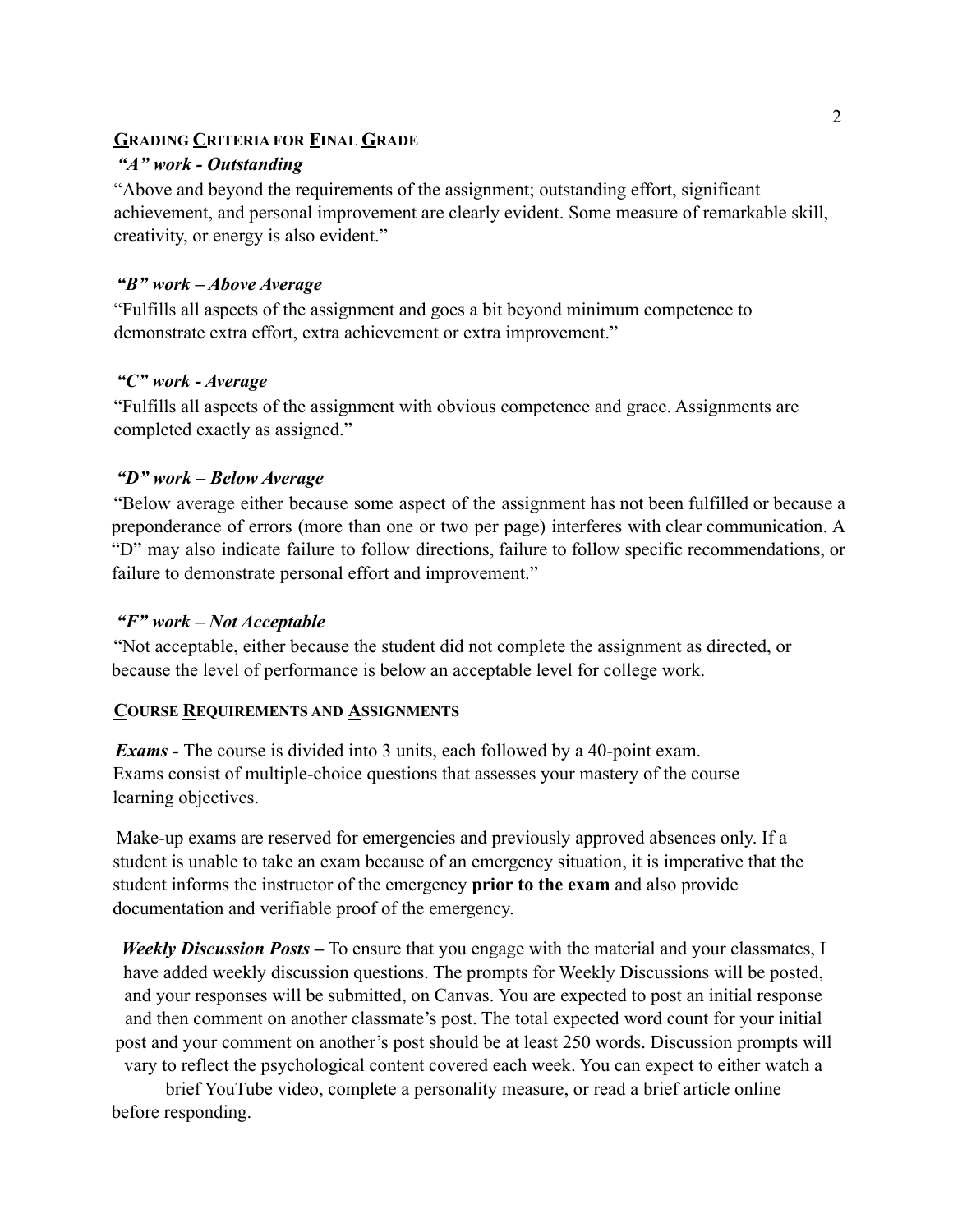## GRADING CRITERIA FOR FINAL GRADE

***"A" work - Outstanding***

"Above and beyond the requirements of the assignment; outstanding effort, significant achievement, and personal improvement are clearly evident. Some measure of remarkable skill, creativity, or energy is also evident."

***"B" work – Above Average***

"Fulfills all aspects of the assignment and goes a bit beyond minimum competence to demonstrate extra effort, extra achievement or extra improvement."

***"C" work - Average***

"Fulfills all aspects of the assignment with obvious competence and grace. Assignments are completed exactly as assigned."

***"D" work – Below Average***

"Below average either because some aspect of the assignment has not been fulfilled or because a preponderance of errors (more than one or two per page) interferes with clear communication. A "D" may also indicate failure to follow directions, failure to follow specific recommendations, or failure to demonstrate personal effort and improvement."

***"F" work – Not Acceptable***

"Not acceptable, either because the student did not complete the assignment as directed, or because the level of performance is below an acceptable level for college work.

## COURSE REQUIREMENTS AND ASSIGNMENTS

***Exams -*** The course is divided into 3 units, each followed by a 40-point exam. Exams consist of multiple-choice questions that assesses your mastery of the course learning objectives.

Make-up exams are reserved for emergencies and previously approved absences only. If a student is unable to take an exam because of an emergency situation, it is imperative that the student informs the instructor of the emergency **prior to the exam** and also provide documentation and verifiable proof of the emergency.

***Weekly Discussion Posts –*** To ensure that you engage with the material and your classmates, I have added weekly discussion questions. The prompts for Weekly Discussions will be posted, and your responses will be submitted, on Canvas. You are expected to post an initial response and then comment on another classmate's post. The total expected word count for your initial post and your comment on another's post should be at least 250 words. Discussion prompts will vary to reflect the psychological content covered each week. You can expect to either watch a brief YouTube video, complete a personality measure, or read a brief article online before responding.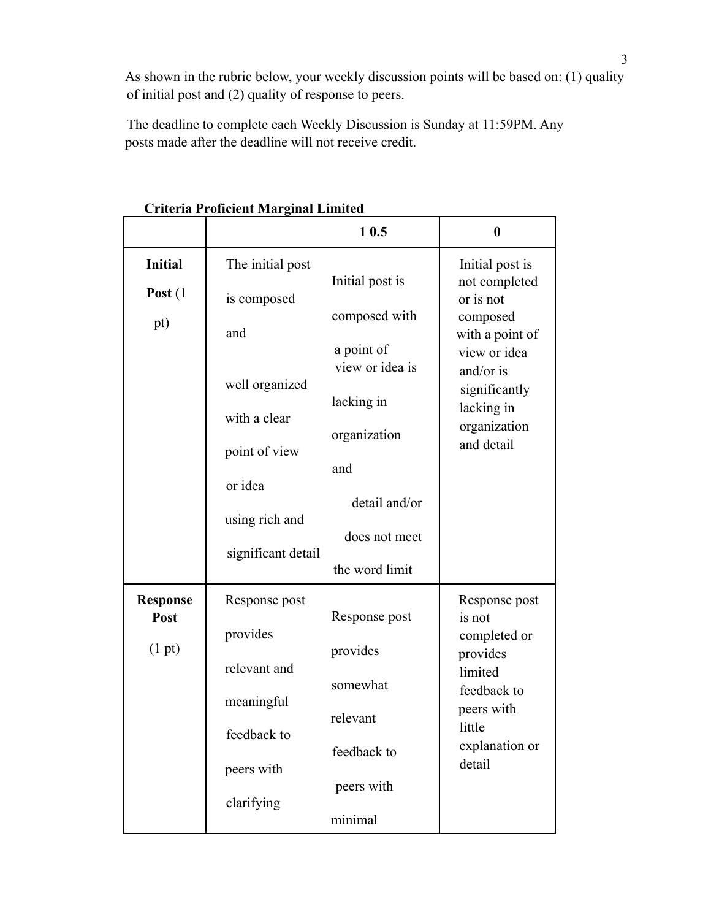As shown in the rubric below, your weekly discussion points will be based on: (1) quality of initial post and (2) quality of response to peers.

The deadline to complete each Weekly Discussion is Sunday at 11:59PM. Any posts made after the deadline will not receive credit.

**Criteria Proficient Marginal Limited**

| | 1 | 0.5 | 0 |
|---|---|---|---|
| **Initial Post** (1 pt) | The initial post is composed and well organized with a clear point of view or idea using rich and significant detail | Initial post is composed with a point of view or idea is lacking in organization and detail and/or does not meet the word limit | Initial post is not completed or is not composed with a point of view or idea and/or is significantly lacking in organization and detail |
| **Response Post** (1 pt) | Response post provides relevant and meaningful feedback to peers with clarifying | Response post provides somewhat relevant feedback to peers with minimal | Response post is not completed or provides limited feedback to peers with little explanation or detail |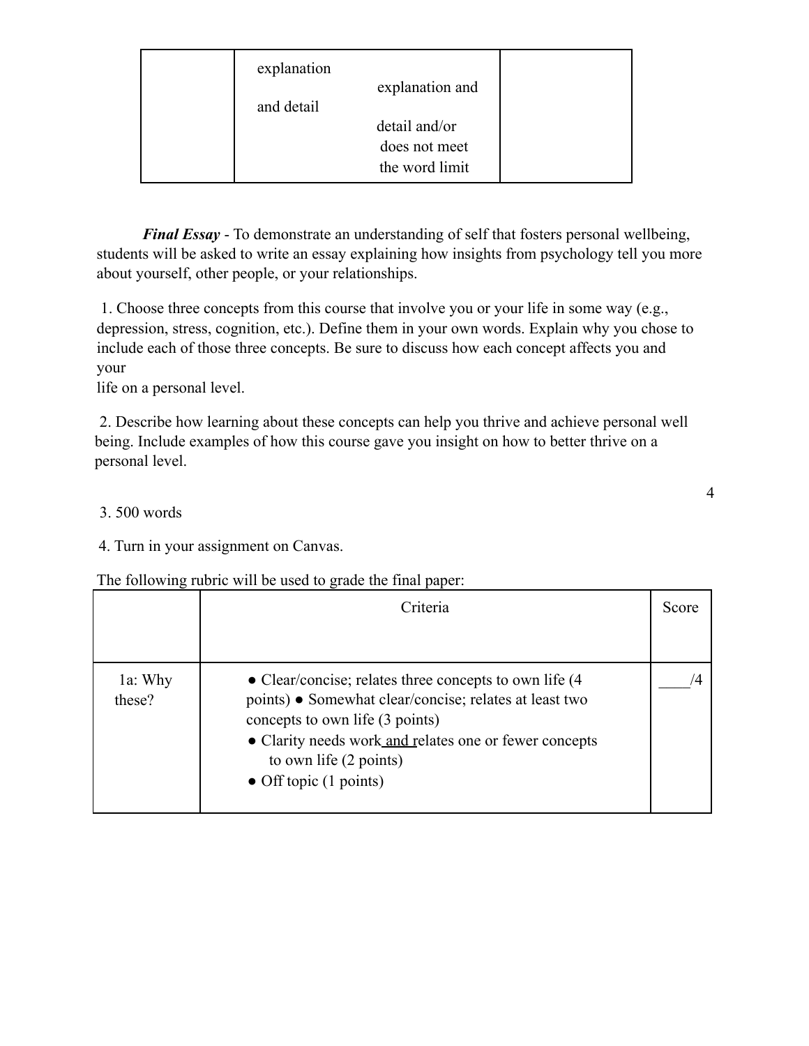| | explanation and detail | explanation and detail and/or does not meet the word limit | |
|---|---|---|---|

***Final Essay*** - To demonstrate an understanding of self that fosters personal wellbeing, students will be asked to write an essay explaining how insights from psychology tell you more about yourself, other people, or your relationships.

1. Choose three concepts from this course that involve you or your life in some way (e.g., depression, stress, cognition, etc.). Define them in your own words. Explain why you chose to include each of those three concepts. Be sure to discuss how each concept affects you and your life on a personal level.

2. Describe how learning about these concepts can help you thrive and achieve personal well being. Include examples of how this course gave you insight on how to better thrive on a personal level.

3. 500 words

4. Turn in your assignment on Canvas.

The following rubric will be used to grade the final paper:

| | Criteria | Score |
|---|---|---|
| 1a: Why these? | ● Clear/concise; relates three concepts to own life (4 points) ● Somewhat clear/concise; relates at least two concepts to own life (3 points)<br>● Clarity needs work and relates one or fewer concepts to own life (2 points)<br>● Off topic (1 points) | ____/4 |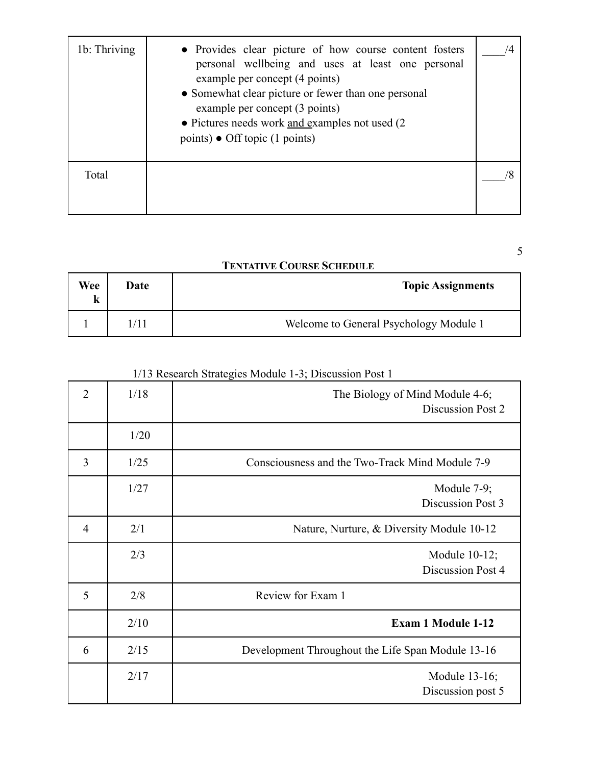| 1b: Thriving | • Provides clear picture of how course content fosters personal wellbeing and uses at least one personal example per concept (4 points) • Somewhat clear picture or fewer than one personal example per concept (3 points) • Pictures needs work and examples not used (2 points) • Off topic (1 points) | ____/4 |
|---|---|---|
| Total | | ____/8 |

**TENTATIVE COURSE SCHEDULE**

| Week | Date | Topic Assignments |
|---|---|---|
| 1 | 1/11 | Welcome to General Psychology Module 1 |
| | 1/13 | Research Strategies Module 1-3; Discussion Post 1 |
| 2 | 1/18 | The Biology of Mind Module 4-6; Discussion Post 2 |
| | 1/20 | |
| 3 | 1/25 | Consciousness and the Two-Track Mind Module 7-9 |
| | 1/27 | Module 7-9; Discussion Post 3 |
| 4 | 2/1 | Nature, Nurture, & Diversity Module 10-12 |
| | 2/3 | Module 10-12; Discussion Post 4 |
| 5 | 2/8 | Review for Exam 1 |
| | 2/10 | **Exam 1 Module 1-12** |
| 6 | 2/15 | Development Throughout the Life Span Module 13-16 |
| | 2/17 | Module 13-16; Discussion post 5 |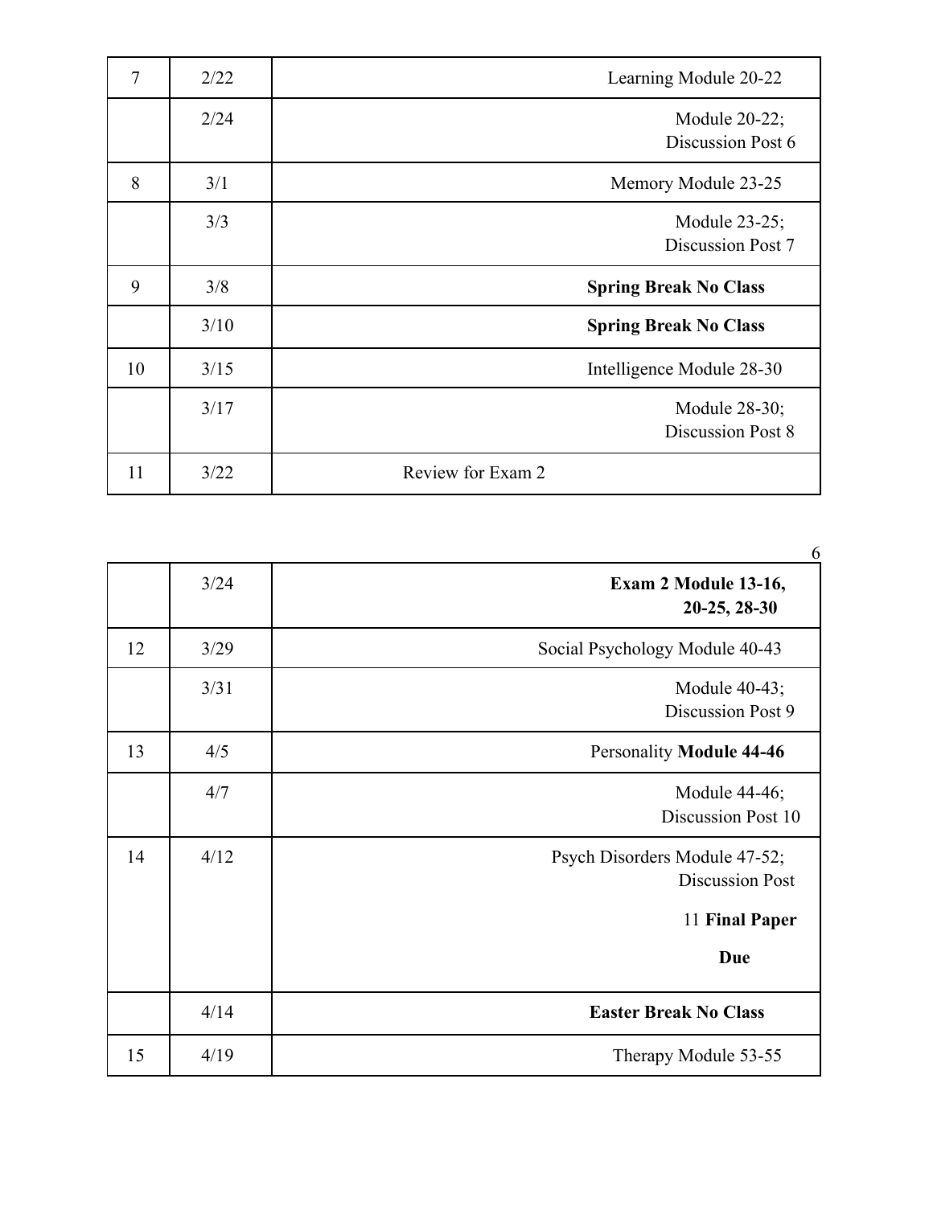| | | |
|---|---|---|
| 7 | 2/22 | Learning Module 20-22 |
| | 2/24 | Module 20-22; Discussion Post 6 |
| 8 | 3/1 | Memory Module 23-25 |
| | 3/3 | Module 23-25; Discussion Post 7 |
| 9 | 3/8 | **Spring Break No Class** |
| | 3/10 | **Spring Break No Class** |
| 10 | 3/15 | Intelligence Module 28-30 |
| | 3/17 | Module 28-30; Discussion Post 8 |
| 11 | 3/22 | Review for Exam 2 |
| | 3/24 | **Exam 2 Module 13-16, 20-25, 28-30** |
| 12 | 3/29 | Social Psychology Module 40-43 |
| | 3/31 | Module 40-43; Discussion Post 9 |
| 13 | 4/5 | Personality **Module 44-46** |
| | 4/7 | Module 44-46; Discussion Post 10 |
| 14 | 4/12 | Psych Disorders Module 47-52; Discussion Post 11 **Final Paper Due** |
| | 4/14 | **Easter Break No Class** |
| 15 | 4/19 | Therapy Module 53-55 |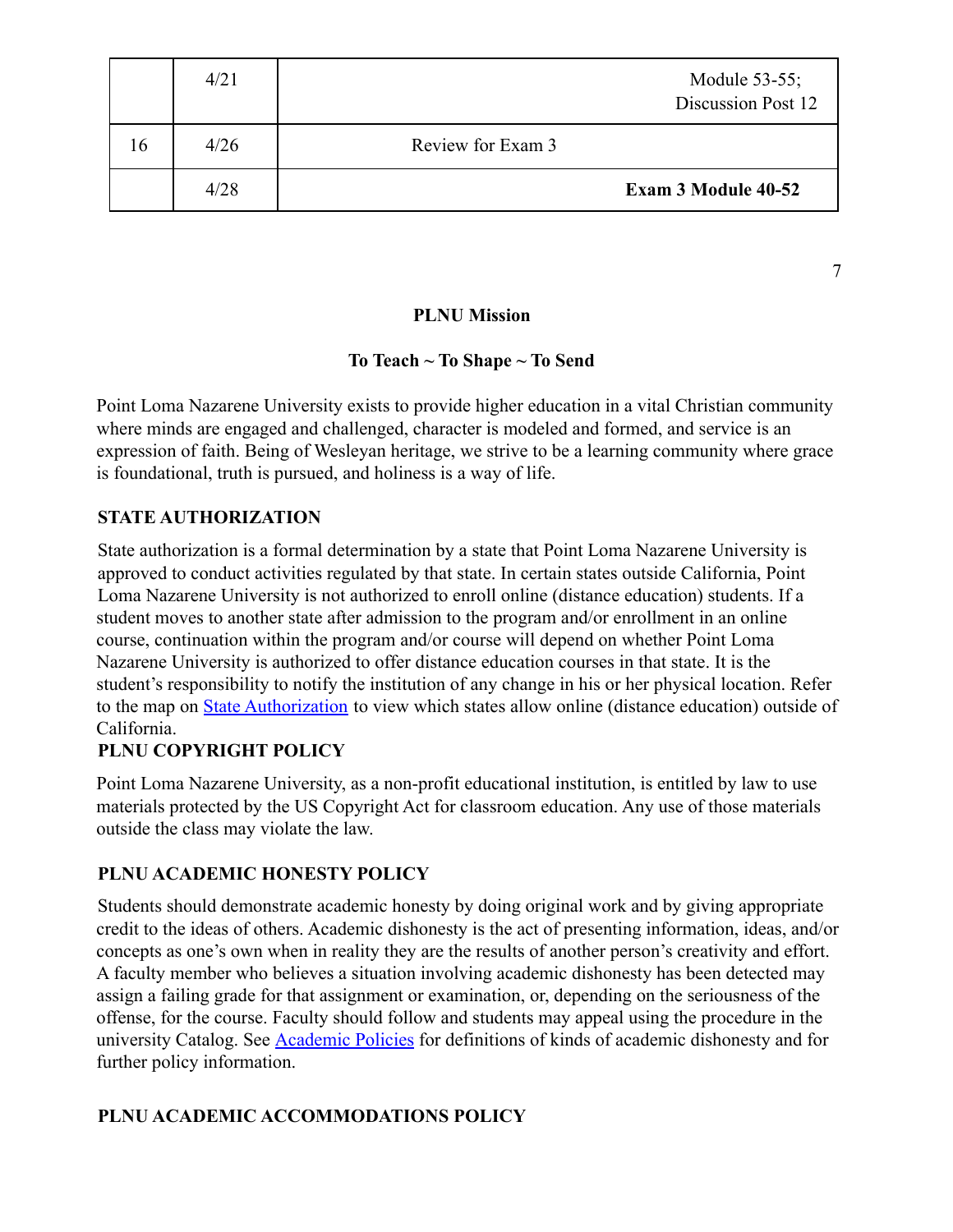| | | |
|---|---|---|
| | 4/21 | Module 53-55; Discussion Post 12 |
| 16 | 4/26 | Review for Exam 3 |
| | 4/28 | **Exam 3 Module 40-52** |

**PLNU Mission**

**To Teach ~ To Shape ~ To Send**

Point Loma Nazarene University exists to provide higher education in a vital Christian community where minds are engaged and challenged, character is modeled and formed, and service is an expression of faith. Being of Wesleyan heritage, we strive to be a learning community where grace is foundational, truth is pursued, and holiness is a way of life.

**STATE AUTHORIZATION**

State authorization is a formal determination by a state that Point Loma Nazarene University is approved to conduct activities regulated by that state. In certain states outside California, Point Loma Nazarene University is not authorized to enroll online (distance education) students. If a student moves to another state after admission to the program and/or enrollment in an online course, continuation within the program and/or course will depend on whether Point Loma Nazarene University is authorized to offer distance education courses in that state. It is the student's responsibility to notify the institution of any change in his or her physical location. Refer to the map on State Authorization to view which states allow online (distance education) outside of California.

**PLNU COPYRIGHT POLICY**

Point Loma Nazarene University, as a non-profit educational institution, is entitled by law to use materials protected by the US Copyright Act for classroom education. Any use of those materials outside the class may violate the law.

**PLNU ACADEMIC HONESTY POLICY**

Students should demonstrate academic honesty by doing original work and by giving appropriate credit to the ideas of others. Academic dishonesty is the act of presenting information, ideas, and/or concepts as one's own when in reality they are the results of another person's creativity and effort. A faculty member who believes a situation involving academic dishonesty has been detected may assign a failing grade for that assignment or examination, or, depending on the seriousness of the offense, for the course. Faculty should follow and students may appeal using the procedure in the university Catalog. See Academic Policies for definitions of kinds of academic dishonesty and for further policy information.

**PLNU ACADEMIC ACCOMMODATIONS POLICY**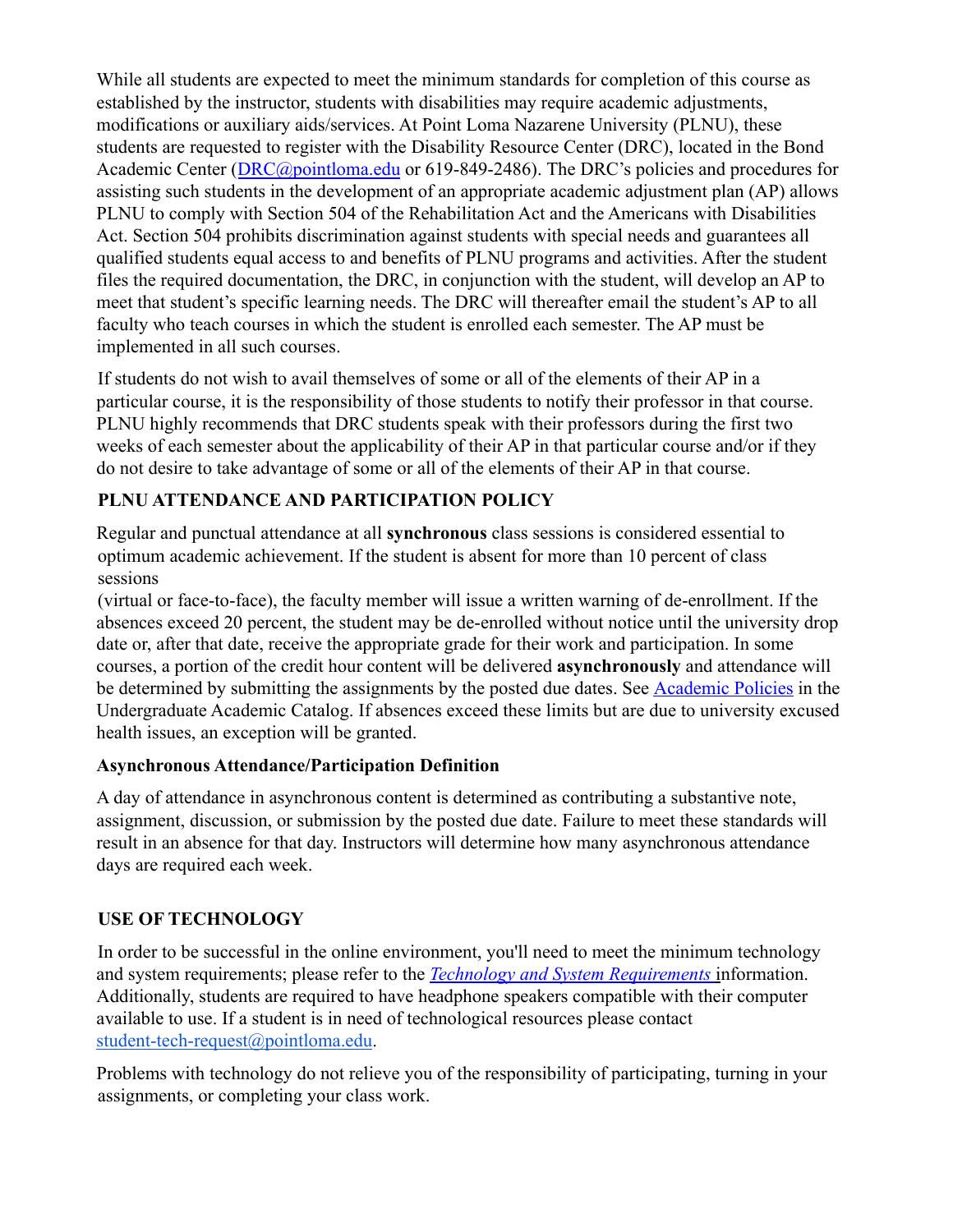While all students are expected to meet the minimum standards for completion of this course as established by the instructor, students with disabilities may require academic adjustments, modifications or auxiliary aids/services. At Point Loma Nazarene University (PLNU), these students are requested to register with the Disability Resource Center (DRC), located in the Bond Academic Center (DRC@pointloma.edu or 619-849-2486). The DRC's policies and procedures for assisting such students in the development of an appropriate academic adjustment plan (AP) allows PLNU to comply with Section 504 of the Rehabilitation Act and the Americans with Disabilities Act. Section 504 prohibits discrimination against students with special needs and guarantees all qualified students equal access to and benefits of PLNU programs and activities. After the student files the required documentation, the DRC, in conjunction with the student, will develop an AP to meet that student's specific learning needs. The DRC will thereafter email the student's AP to all faculty who teach courses in which the student is enrolled each semester. The AP must be implemented in all such courses.

If students do not wish to avail themselves of some or all of the elements of their AP in a particular course, it is the responsibility of those students to notify their professor in that course. PLNU highly recommends that DRC students speak with their professors during the first two weeks of each semester about the applicability of their AP in that particular course and/or if they do not desire to take advantage of some or all of the elements of their AP in that course.

## PLNU ATTENDANCE AND PARTICIPATION POLICY

Regular and punctual attendance at all **synchronous** class sessions is considered essential to optimum academic achievement. If the student is absent for more than 10 percent of class sessions (virtual or face-to-face), the faculty member will issue a written warning of de-enrollment. If the absences exceed 20 percent, the student may be de-enrolled without notice until the university drop date or, after that date, receive the appropriate grade for their work and participation. In some courses, a portion of the credit hour content will be delivered **asynchronously** and attendance will be determined by submitting the assignments by the posted due dates. See Academic Policies in the Undergraduate Academic Catalog. If absences exceed these limits but are due to university excused health issues, an exception will be granted.

### Asynchronous Attendance/Participation Definition

A day of attendance in asynchronous content is determined as contributing a substantive note, assignment, discussion, or submission by the posted due date. Failure to meet these standards will result in an absence for that day. Instructors will determine how many asynchronous attendance days are required each week.

## USE OF TECHNOLOGY

In order to be successful in the online environment, you'll need to meet the minimum technology and system requirements; please refer to the *Technology and System Requirements* information. Additionally, students are required to have headphone speakers compatible with their computer available to use. If a student is in need of technological resources please contact student-tech-request@pointloma.edu.

Problems with technology do not relieve you of the responsibility of participating, turning in your assignments, or completing your class work.